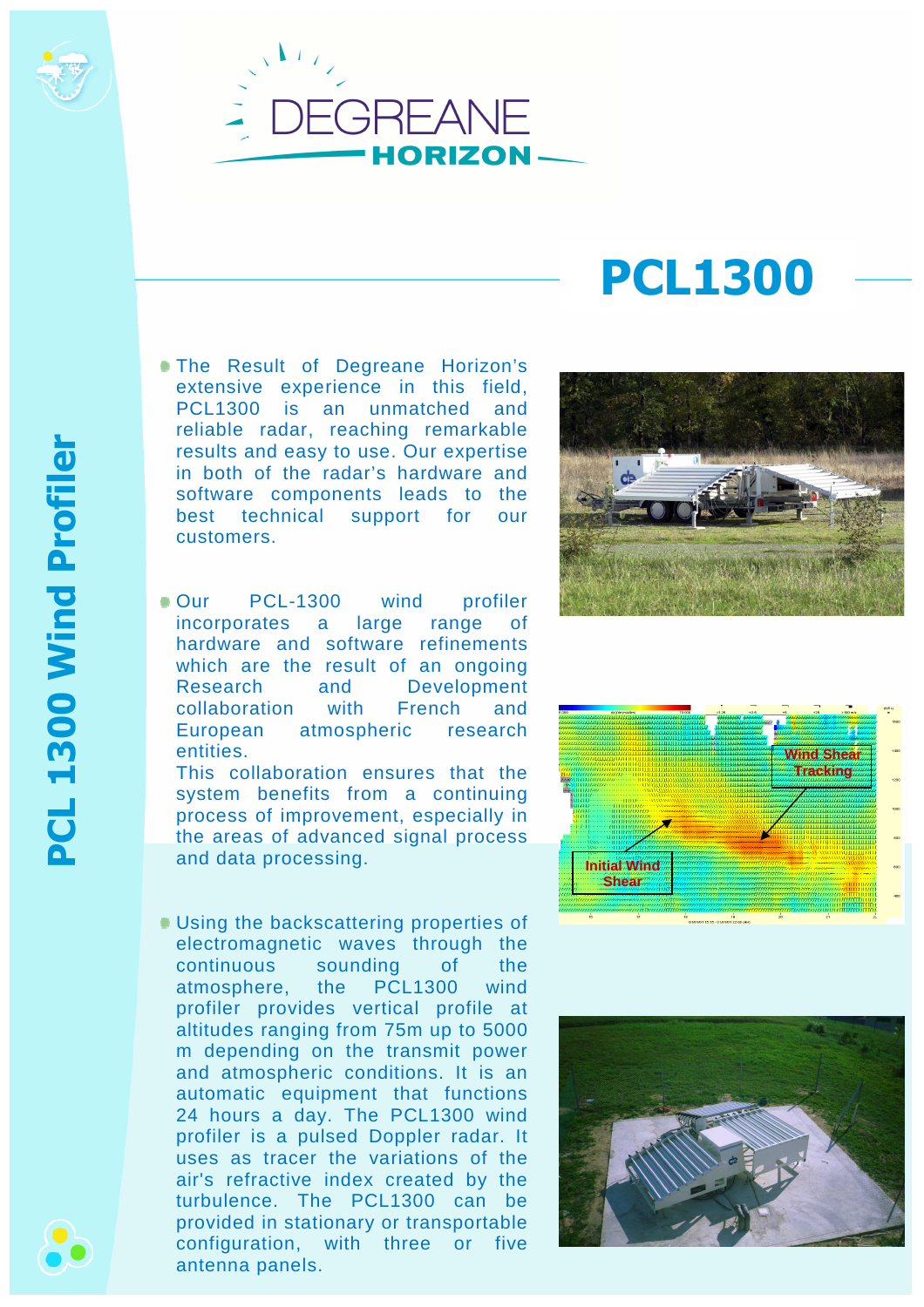DEGREANE HORIZON

# PCL1300

## PCL 1300 Wind Profiler

- The Result of Degreane Horizon's extensive experience in this field, PCL1300 is an unmatched and reliable radar, reaching remarkable results and easy to use. Our expertise in both of the radar's hardware and software components leads to the best technical support for our customers.

- Our PCL-1300 wind profiler incorporates a large range of hardware and software refinements which are the result of an ongoing Research and Development collaboration with French and European atmospheric research entities.
  This collaboration ensures that the system benefits from a continuing process of improvement, especially in the areas of advanced signal process and data processing.

- Using the backscattering properties of electromagnetic waves through the continuous sounding of the atmosphere, the PCL1300 wind profiler provides vertical profile at altitudes ranging from 75m up to 5000 m depending on the transmit power and atmospheric conditions. It is an automatic equipment that functions 24 hours a day. The PCL1300 wind profiler is a pulsed Doppler radar. It uses as tracer the variations of the air's refractive index created by the turbulence. The PCL1300 can be provided in stationary or transportable configuration, with three or five antenna panels.

Wind Shear Tracking

Initial Wind Shear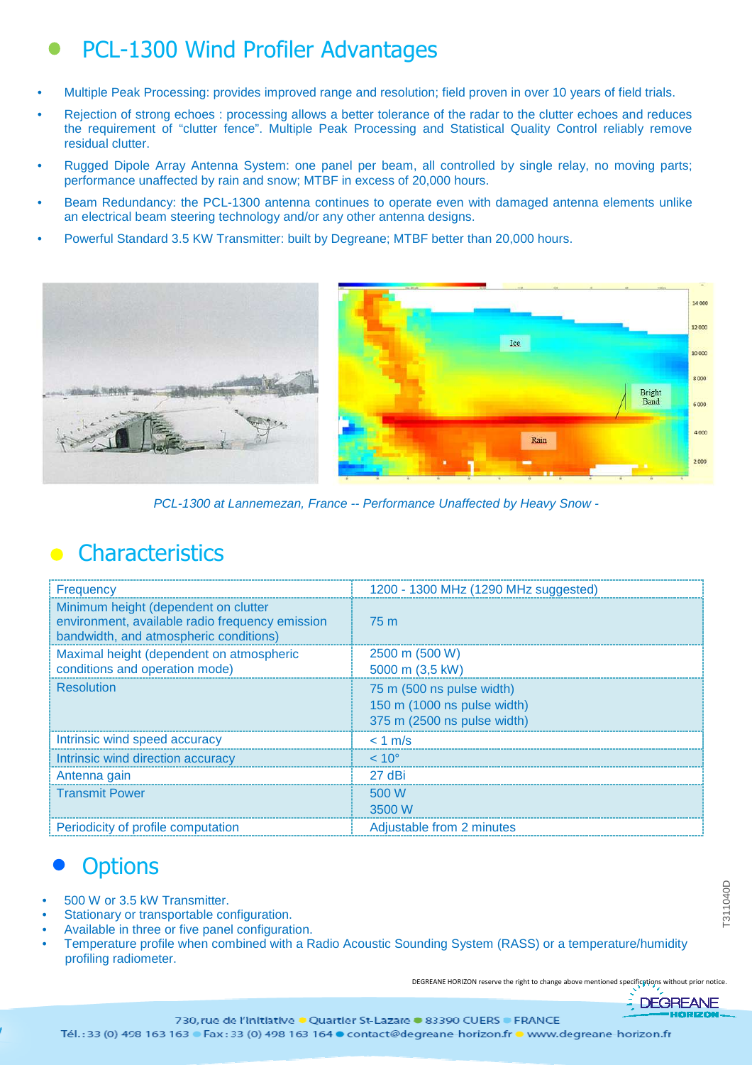# PCL-1300 Wind Profiler Advantages

- Multiple Peak Processing: provides improved range and resolution; field proven in over 10 years of field trials.
- Rejection of strong echoes : processing allows a better tolerance of the radar to the clutter echoes and reduces the requirement of “clutter fence”. Multiple Peak Processing and Statistical Quality Control reliably remove residual clutter.
- Rugged Dipole Array Antenna System: one panel per beam, all controlled by single relay, no moving parts; performance unaffected by rain and snow; MTBF in excess of 20,000 hours.
- Beam Redundancy: the PCL-1300 antenna continues to operate even with damaged antenna elements unlike an electrical beam steering technology and/or any other antenna designs.
- Powerful Standard 3.5 KW Transmitter: built by Degreane; MTBF better than 20,000 hours.

Ice

Bright Band

Rain

14 000
12 000
10 000
8 000
6 000
4 000
2 000

*PCL-1300 at Lannemezan, France -- Performance Unaffected by Heavy Snow -*

# Characteristics

| | |
|---|---|
| Frequency | 1200 - 1300 MHz (1290 MHz suggested) |
| Minimum height (dependent on clutter environment, available radio frequency emission bandwidth, and atmospheric conditions) | 75 m |
| Maximal height (dependent on atmospheric conditions and operation mode) | 2500 m (500 W)<br>5000 m (3,5 kW) |
| Resolution | 75 m (500 ns pulse width)<br>150 m (1000 ns pulse width)<br>375 m (2500 ns pulse width) |
| Intrinsic wind speed accuracy | < 1 m/s |
| Intrinsic wind direction accuracy | < 10° |
| Antenna gain | 27 dBi |
| Transmit Power | 500 W<br>3500 W |
| Periodicity of profile computation | Adjustable from 2 minutes |

# Options

- 500 W or 3.5 kW Transmitter.
- Stationary or transportable configuration.
- Available in three or five panel configuration.
- Temperature profile when combined with a Radio Acoustic Sounding System (RASS) or a temperature/humidity profiling radiometer.

T311040D

DEGREANE HORIZON reserve the right to change above mentioned specifications without prior notice.

DEGREANE HORIZON

730, rue de l'Initiative • Quartier St-Lazare • 83390 CUERS • FRANCE
Tél. : 33 (0) 498 163 163 • Fax : 33 (0) 498 163 164 • contact@degreane horizon.fr • www.degreane horizon.fr